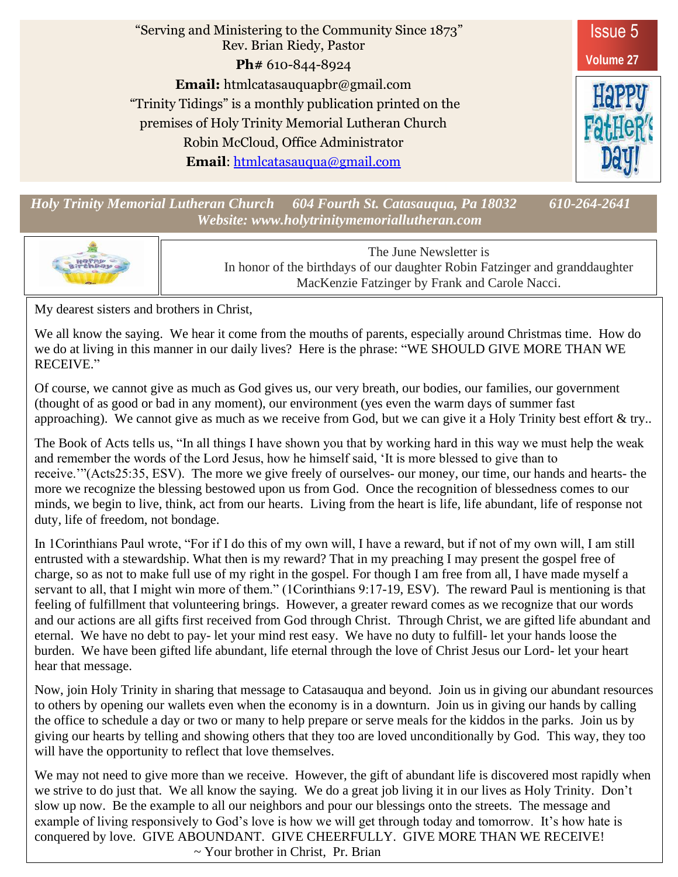"Serving and Ministering to the Community Since 1873"
Rev. Brian Riedy, Pastor

**Ph#** 610-844-8924

**Email:** htmlcatasauquapbr@gmail.com

"Trinity Tidings" is a monthly publication printed on the premises of Holy Trinity Memorial Lutheran Church

Robin McCloud, Office Administrator

**Email**: htmlcatasauqua@gmail.com

Issue 5
Volume 27

HAPPY FATHER'S DAY!

***Holy Trinity Memorial Lutheran Church     604 Fourth St. Catasauqua, Pa 18032     610-264-2641***
***Website: www.holytrinitymemoriallutheran.com***

The June Newsletter is In honor of the birthdays of our daughter Robin Fatzinger and granddaughter MacKenzie Fatzinger by Frank and Carole Nacci.

My dearest sisters and brothers in Christ,

We all know the saying. We hear it come from the mouths of parents, especially around Christmas time. How do we do at living in this manner in our daily lives? Here is the phrase: "WE SHOULD GIVE MORE THAN WE RECEIVE."

Of course, we cannot give as much as God gives us, our very breath, our bodies, our families, our government (thought of as good or bad in any moment), our environment (yes even the warm days of summer fast approaching). We cannot give as much as we receive from God, but we can give it a Holy Trinity best effort & try..

The Book of Acts tells us, "In all things I have shown you that by working hard in this way we must help the weak and remember the words of the Lord Jesus, how he himself said, 'It is more blessed to give than to receive.'"(Acts25:35, ESV). The more we give freely of ourselves- our money, our time, our hands and hearts- the more we recognize the blessing bestowed upon us from God. Once the recognition of blessedness comes to our minds, we begin to live, think, act from our hearts. Living from the heart is life, life abundant, life of response not duty, life of freedom, not bondage.

In 1Corinthians Paul wrote, "For if I do this of my own will, I have a reward, but if not of my own will, I am still entrusted with a stewardship. What then is my reward? That in my preaching I may present the gospel free of charge, so as not to make full use of my right in the gospel. For though I am free from all, I have made myself a servant to all, that I might win more of them." (1Corinthians 9:17-19, ESV). The reward Paul is mentioning is that feeling of fulfillment that volunteering brings. However, a greater reward comes as we recognize that our words and our actions are all gifts first received from God through Christ. Through Christ, we are gifted life abundant and eternal. We have no debt to pay- let your mind rest easy. We have no duty to fulfill- let your hands loose the burden. We have been gifted life abundant, life eternal through the love of Christ Jesus our Lord- let your heart hear that message.

Now, join Holy Trinity in sharing that message to Catasauqua and beyond. Join us in giving our abundant resources to others by opening our wallets even when the economy is in a downturn. Join us in giving our hands by calling the office to schedule a day or two or many to help prepare or serve meals for the kiddos in the parks. Join us by giving our hearts by telling and showing others that they too are loved unconditionally by God. This way, they too will have the opportunity to reflect that love themselves.

We may not need to give more than we receive. However, the gift of abundant life is discovered most rapidly when we strive to do just that. We all know the saying. We do a great job living it in our lives as Holy Trinity. Don't slow up now. Be the example to all our neighbors and pour our blessings onto the streets. The message and example of living responsively to God's love is how we will get through today and tomorrow. It's how hate is conquered by love. GIVE ABOUNDANT. GIVE CHEERFULLY. GIVE MORE THAN WE RECEIVE!

~ Your brother in Christ, Pr. Brian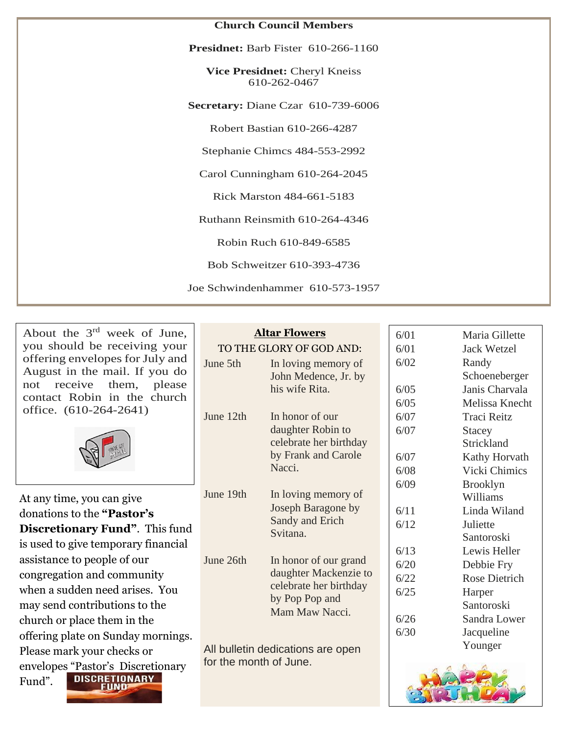**Church Council Members**

**Presidnet:** Barb Fister 610-266-1160

**Vice Presidnet:** Cheryl Kneiss 610-262-0467

**Secretary:** Diane Czar 610-739-6006

Robert Bastian 610-266-4287

Stephanie Chimcs 484-553-2992

Carol Cunningham 610-264-2045

Rick Marston 484-661-5183

Ruthann Reinsmith 610-264-4346

Robin Ruch 610-849-6585

Bob Schweitzer 610-393-4736

Joe Schwindenhammer 610-573-1957

About the 3rd week of June, you should be receiving your offering envelopes for July and August in the mail. If you do not receive them, please contact Robin in the church office. (610-264-2641)

At any time, you can give donations to the **"Pastor's Discretionary Fund"**. This fund is used to give temporary financial assistance to people of our congregation and community when a sudden need arises. You may send contributions to the church or place them in the offering plate on Sunday mornings. Please mark your checks or envelopes "Pastor's Discretionary Fund".

## Altar Flowers

TO THE GLORY OF GOD AND:

| | |
|---|---|
| June 5th | In loving memory of John Medence, Jr. by his wife Rita. |
| June 12th | In honor of our daughter Robin to celebrate her birthday by Frank and Carole Nacci. |
| June 19th | In loving memory of Joseph Baragone by Sandy and Erich Svitana. |
| June 26th | In honor of our grand daughter Mackenzie to celebrate her birthday by Pop Pop and Mam Maw Nacci. |

All bulletin dedications are open for the month of June.

| | |
|---|---|
| 6/01 | Maria Gillette |
| 6/01 | Jack Wetzel |
| 6/02 | Randy Schoeneberger |
| 6/05 | Janis Charvala |
| 6/05 | Melissa Knecht |
| 6/07 | Traci Reitz |
| 6/07 | Stacey Strickland |
| 6/07 | Kathy Horvath |
| 6/08 | Vicki Chimics |
| 6/09 | Brooklyn Williams |
| 6/11 | Linda Wiland |
| 6/12 | Juliette Santoroski |
| 6/13 | Lewis Heller |
| 6/20 | Debbie Fry |
| 6/22 | Rose Dietrich |
| 6/25 | Harper Santoroski |
| 6/26 | Sandra Lower |
| 6/30 | Jacqueline Younger |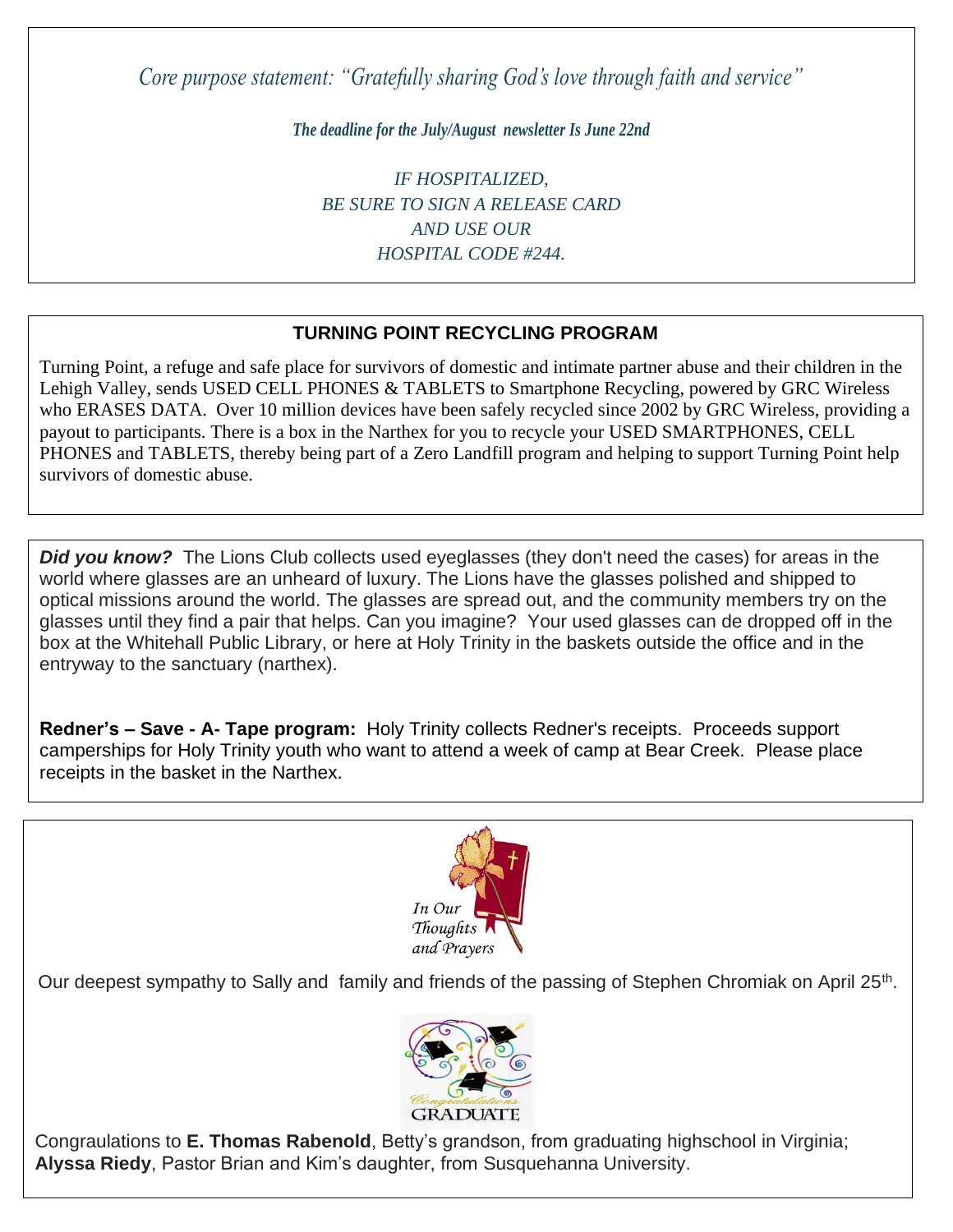*Core purpose statement: "Gratefully sharing God's love through faith and service"*

***The deadline for the July/August newsletter Is June 22nd***

*IF HOSPITALIZED,*
*BE SURE TO SIGN A RELEASE CARD*
*AND USE OUR*
*HOSPITAL CODE #244.*

## TURNING POINT RECYCLING PROGRAM

Turning Point, a refuge and safe place for survivors of domestic and intimate partner abuse and their children in the Lehigh Valley, sends USED CELL PHONES & TABLETS to Smartphone Recycling, powered by GRC Wireless who ERASES DATA. Over 10 million devices have been safely recycled since 2002 by GRC Wireless, providing a payout to participants. There is a box in the Narthex for you to recycle your USED SMARTPHONES, CELL PHONES and TABLETS, thereby being part of a Zero Landfill program and helping to support Turning Point help survivors of domestic abuse.

***Did you know?*** The Lions Club collects used eyeglasses (they don't need the cases) for areas in the world where glasses are an unheard of luxury. The Lions have the glasses polished and shipped to optical missions around the world. The glasses are spread out, and the community members try on the glasses until they find a pair that helps. Can you imagine? Your used glasses can de dropped off in the box at the Whitehall Public Library, or here at Holy Trinity in the baskets outside the office and in the entryway to the sanctuary (narthex).

**Redner's – Save - A- Tape program:** Holy Trinity collects Redner's receipts. Proceeds support camperships for Holy Trinity youth who want to attend a week of camp at Bear Creek. Please place receipts in the basket in the Narthex.

*In Our Thoughts and Prayers*

Our deepest sympathy to Sally and family and friends of the passing of Stephen Chromiak on April 25th.

*Congratulations* GRADUATE

Congraulations to **E. Thomas Rabenold**, Betty's grandson, from graduating highschool in Virginia; **Alyssa Riedy**, Pastor Brian and Kim's daughter, from Susquehanna University.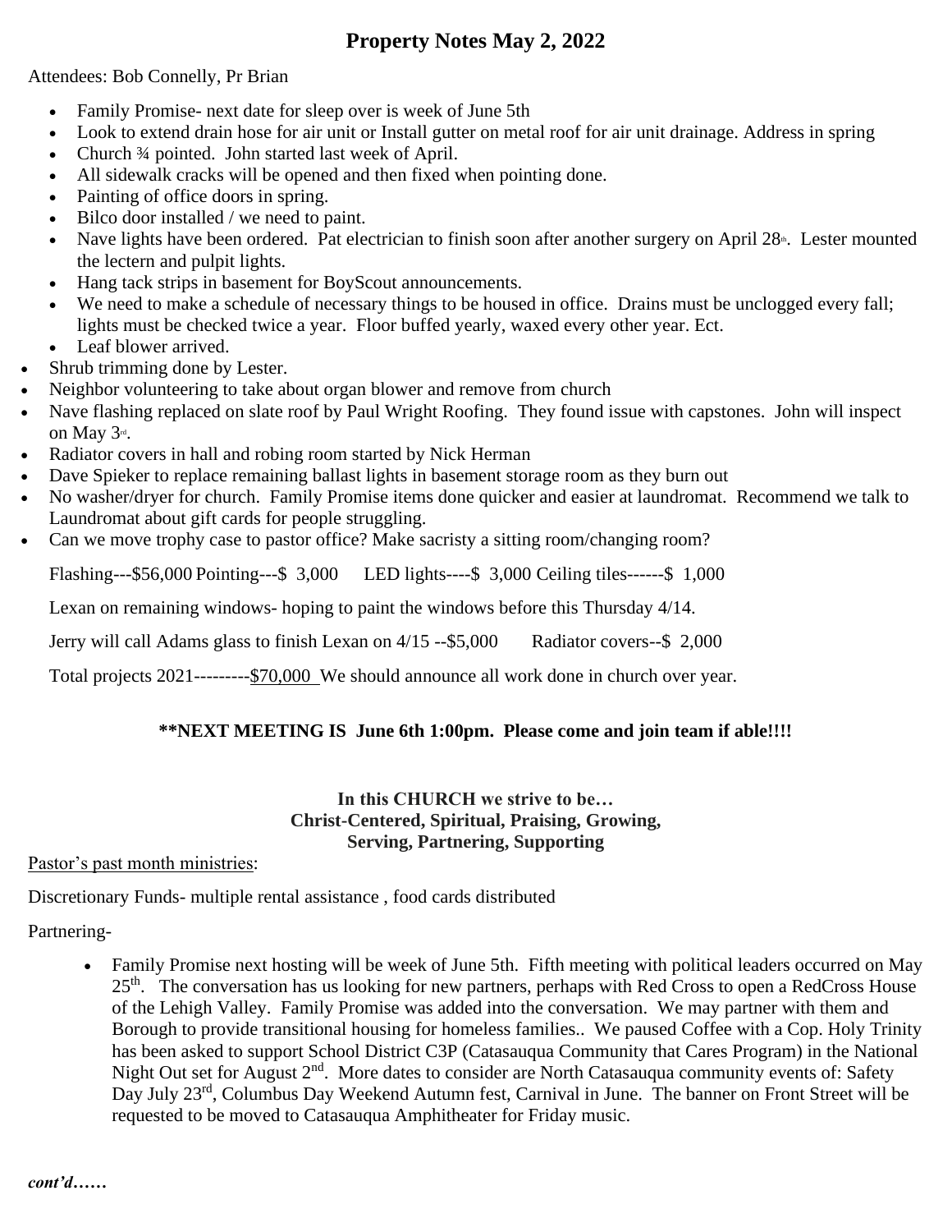## Property Notes May 2, 2022

Attendees: Bob Connelly, Pr Brian

- Family Promise- next date for sleep over is week of June 5th
- Look to extend drain hose for air unit or Install gutter on metal roof for air unit drainage. Address in spring
- Church ¾ pointed. John started last week of April.
- All sidewalk cracks will be opened and then fixed when pointing done.
- Painting of office doors in spring.
- Bilco door installed / we need to paint.
- Nave lights have been ordered. Pat electrician to finish soon after another surgery on April 28th. Lester mounted the lectern and pulpit lights.
- Hang tack strips in basement for BoyScout announcements.
- We need to make a schedule of necessary things to be housed in office. Drains must be unclogged every fall; lights must be checked twice a year. Floor buffed yearly, waxed every other year. Ect.
- Leaf blower arrived.
- Shrub trimming done by Lester.
- Neighbor volunteering to take about organ blower and remove from church
- Nave flashing replaced on slate roof by Paul Wright Roofing. They found issue with capstones. John will inspect on May 3rd.
- Radiator covers in hall and robing room started by Nick Herman
- Dave Spieker to replace remaining ballast lights in basement storage room as they burn out
- No washer/dryer for church. Family Promise items done quicker and easier at laundromat. Recommend we talk to Laundromat about gift cards for people struggling.
- Can we move trophy case to pastor office? Make sacristy a sitting room/changing room?

Flashing---$56,000 Pointing---$ 3,000 LED lights----$ 3,000 Ceiling tiles------$ 1,000

Lexan on remaining windows- hoping to paint the windows before this Thursday 4/14.

Jerry will call Adams glass to finish Lexan on 4/15 --$5,000 Radiator covers--$ 2,000

Total projects 2021---------$70,000 We should announce all work done in church over year.

**\*\*NEXT MEETING IS June 6th 1:00pm. Please come and join team if able!!!!**

**In this CHURCH we strive to be…**
**Christ-Centered, Spiritual, Praising, Growing,**
**Serving, Partnering, Supporting**

Pastor's past month ministries:

Discretionary Funds- multiple rental assistance , food cards distributed

Partnering-

- Family Promise next hosting will be week of June 5th. Fifth meeting with political leaders occurred on May 25th. The conversation has us looking for new partners, perhaps with Red Cross to open a RedCross House of the Lehigh Valley. Family Promise was added into the conversation. We may partner with them and Borough to provide transitional housing for homeless families.. We paused Coffee with a Cop. Holy Trinity has been asked to support School District C3P (Catasauqua Community that Cares Program) in the National Night Out set for August 2nd. More dates to consider are North Catasauqua community events of: Safety Day July 23rd, Columbus Day Weekend Autumn fest, Carnival in June. The banner on Front Street will be requested to be moved to Catasauqua Amphitheater for Friday music.

***cont'd……***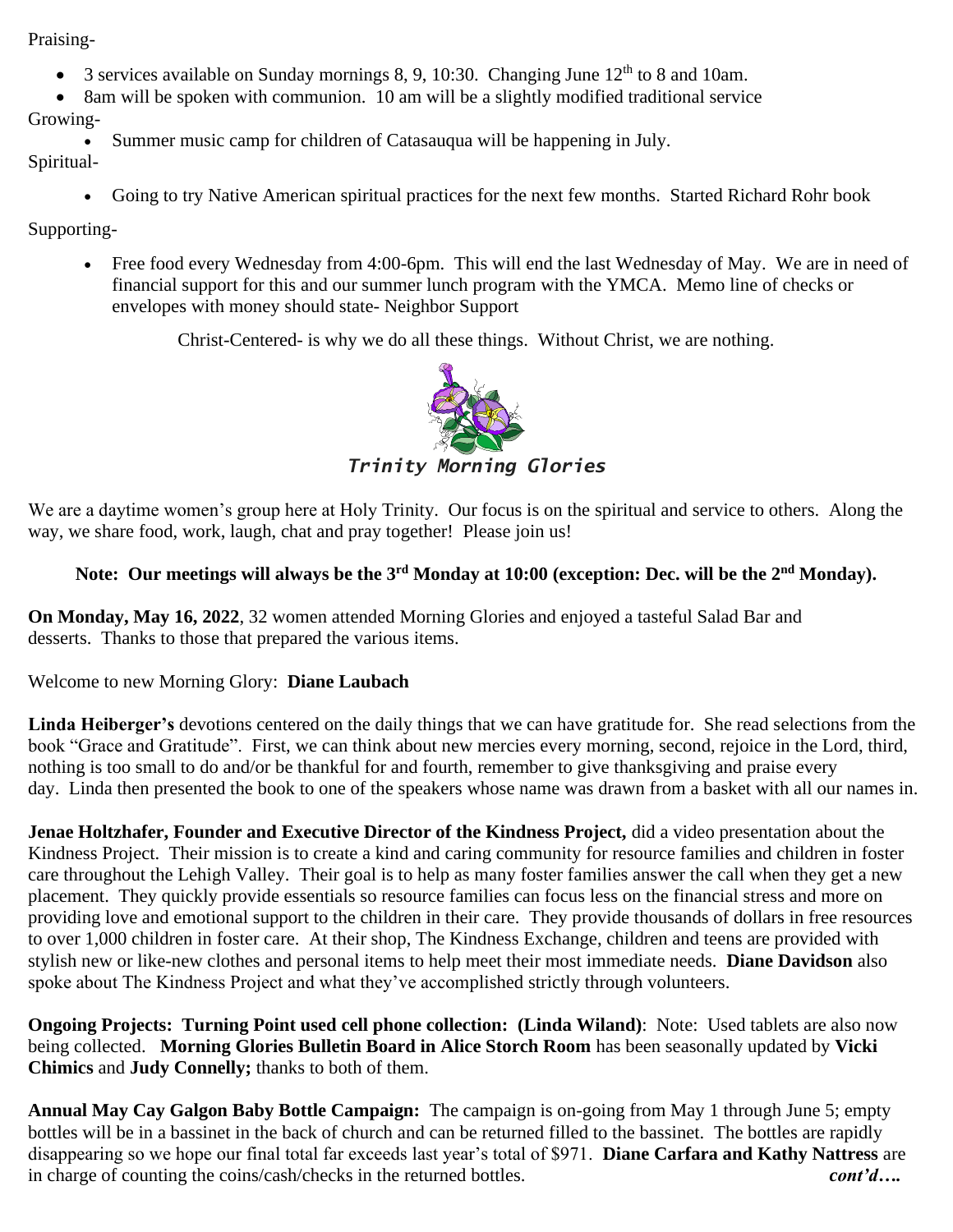Praising-

- 3 services available on Sunday mornings 8, 9, 10:30. Changing June 12th to 8 and 10am.
- 8am will be spoken with communion. 10 am will be a slightly modified traditional service

Growing-

- Summer music camp for children of Catasauqua will be happening in July.

Spiritual-

- Going to try Native American spiritual practices for the next few months. Started Richard Rohr book

Supporting-

- Free food every Wednesday from 4:00-6pm. This will end the last Wednesday of May. We are in need of financial support for this and our summer lunch program with the YMCA. Memo line of checks or envelopes with money should state- Neighbor Support

Christ-Centered- is why we do all these things. Without Christ, we are nothing.

## *Trinity Morning Glories*

We are a daytime women's group here at Holy Trinity. Our focus is on the spiritual and service to others. Along the way, we share food, work, laugh, chat and pray together! Please join us!

**Note: Our meetings will always be the 3rd Monday at 10:00 (exception: Dec. will be the 2nd Monday).**

**On Monday, May 16, 2022**, 32 women attended Morning Glories and enjoyed a tasteful Salad Bar and desserts. Thanks to those that prepared the various items.

Welcome to new Morning Glory: **Diane Laubach**

**Linda Heiberger's** devotions centered on the daily things that we can have gratitude for. She read selections from the book "Grace and Gratitude". First, we can think about new mercies every morning, second, rejoice in the Lord, third, nothing is too small to do and/or be thankful for and fourth, remember to give thanksgiving and praise every day. Linda then presented the book to one of the speakers whose name was drawn from a basket with all our names in.

**Jenae Holtzhafer, Founder and Executive Director of the Kindness Project,** did a video presentation about the Kindness Project. Their mission is to create a kind and caring community for resource families and children in foster care throughout the Lehigh Valley. Their goal is to help as many foster families answer the call when they get a new placement. They quickly provide essentials so resource families can focus less on the financial stress and more on providing love and emotional support to the children in their care. They provide thousands of dollars in free resources to over 1,000 children in foster care. At their shop, The Kindness Exchange, children and teens are provided with stylish new or like-new clothes and personal items to help meet their most immediate needs. **Diane Davidson** also spoke about The Kindness Project and what they've accomplished strictly through volunteers.

**Ongoing Projects: Turning Point used cell phone collection: (Linda Wiland)**: Note: Used tablets are also now being collected. **Morning Glories Bulletin Board in Alice Storch Room** has been seasonally updated by **Vicki Chimics** and **Judy Connelly;** thanks to both of them.

**Annual May Cay Galgon Baby Bottle Campaign:** The campaign is on-going from May 1 through June 5; empty bottles will be in a bassinet in the back of church and can be returned filled to the bassinet. The bottles are rapidly disappearing so we hope our final total far exceeds last year's total of $971. **Diane Carfara and Kathy Nattress** are in charge of counting the coins/cash/checks in the returned bottles. ***cont'd….***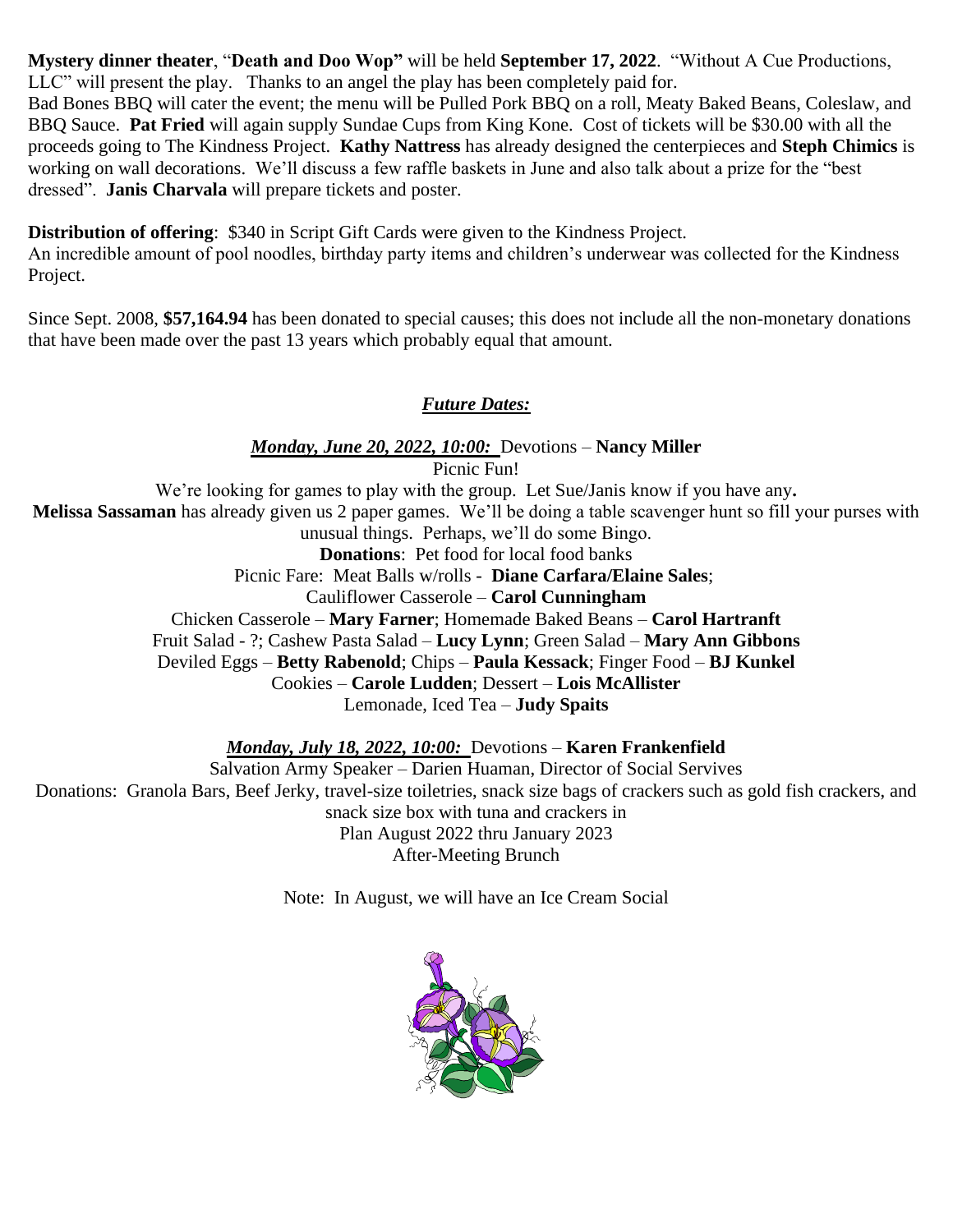**Mystery dinner theater**, "**Death and Doo Wop"** will be held **September 17, 2022**. "Without A Cue Productions, LLC" will present the play. Thanks to an angel the play has been completely paid for.
Bad Bones BBQ will cater the event; the menu will be Pulled Pork BBQ on a roll, Meaty Baked Beans, Coleslaw, and BBQ Sauce. **Pat Fried** will again supply Sundae Cups from King Kone. Cost of tickets will be $30.00 with all the proceeds going to The Kindness Project. **Kathy Nattress** has already designed the centerpieces and **Steph Chimics** is working on wall decorations. We'll discuss a few raffle baskets in June and also talk about a prize for the "best dressed". **Janis Charvala** will prepare tickets and poster.

**Distribution of offering**: $340 in Script Gift Cards were given to the Kindness Project.
An incredible amount of pool noodles, birthday party items and children's underwear was collected for the Kindness Project.

Since Sept. 2008, **$57,164.94** has been donated to special causes; this does not include all the non-monetary donations that have been made over the past 13 years which probably equal that amount.

***Future Dates:***

***Monday, June 20, 2022, 10:00:*** Devotions – **Nancy Miller**
Picnic Fun!
We're looking for games to play with the group. Let Sue/Janis know if you have any**.**
**Melissa Sassaman** has already given us 2 paper games. We'll be doing a table scavenger hunt so fill your purses with unusual things. Perhaps, we'll do some Bingo.
**Donations**: Pet food for local food banks
Picnic Fare: Meat Balls w/rolls - **Diane Carfara/Elaine Sales**;
Cauliflower Casserole – **Carol Cunningham**
Chicken Casserole – **Mary Farner**; Homemade Baked Beans – **Carol Hartranft**
Fruit Salad - ?; Cashew Pasta Salad – **Lucy Lynn**; Green Salad – **Mary Ann Gibbons**
Deviled Eggs – **Betty Rabenold**; Chips – **Paula Kessack**; Finger Food – **BJ Kunkel**
Cookies – **Carole Ludden**; Dessert – **Lois McAllister**
Lemonade, Iced Tea – **Judy Spaits**

***Monday, July 18, 2022, 10:00:*** Devotions – **Karen Frankenfield**
Salvation Army Speaker – Darien Huaman, Director of Social Servives
Donations: Granola Bars, Beef Jerky, travel-size toiletries, snack size bags of crackers such as gold fish crackers, and snack size box with tuna and crackers in
Plan August 2022 thru January 2023
After-Meeting Brunch

Note: In August, we will have an Ice Cream Social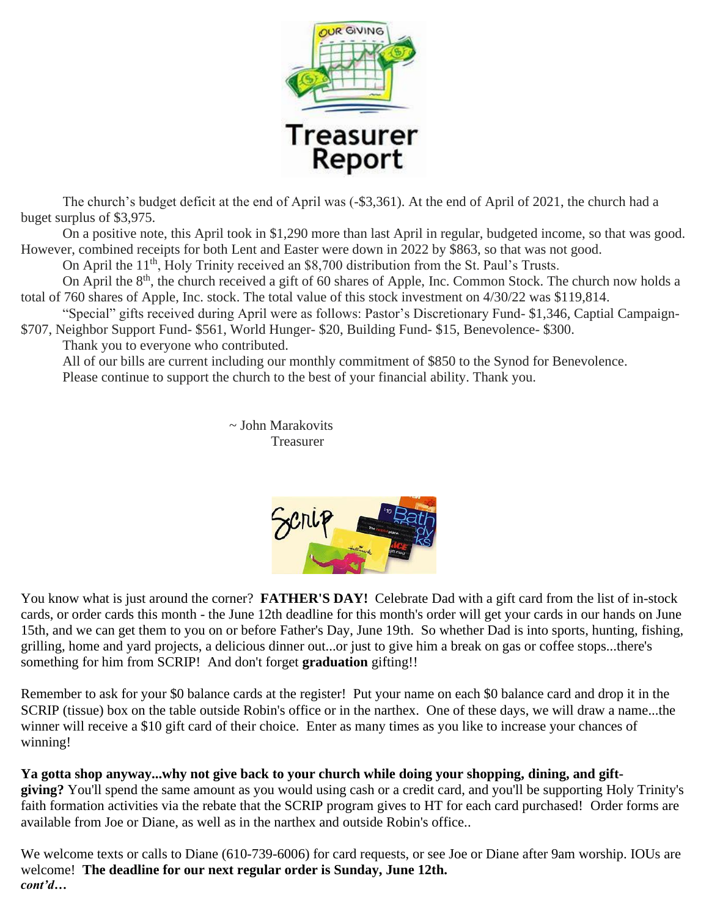# Treasurer Report

The church's budget deficit at the end of April was (-$3,361). At the end of April of 2021, the church had a buget surplus of $3,975.

On a positive note, this April took in $1,290 more than last April in regular, budgeted income, so that was good. However, combined receipts for both Lent and Easter were down in 2022 by $863, so that was not good.

On April the 11th, Holy Trinity received an $8,700 distribution from the St. Paul's Trusts.

On April the 8th, the church received a gift of 60 shares of Apple, Inc. Common Stock. The church now holds a total of 760 shares of Apple, Inc. stock. The total value of this stock investment on 4/30/22 was $119,814.

"Special" gifts received during April were as follows: Pastor's Discretionary Fund- $1,346, Captial Campaign- $707, Neighbor Support Fund- $561, World Hunger- $20, Building Fund- $15, Benevolence- $300.

Thank you to everyone who contributed.

All of our bills are current including our monthly commitment of $850 to the Synod for Benevolence.

Please continue to support the church to the best of your financial ability. Thank you.

~ John Marakovits
Treasurer

# Scrip

You know what is just around the corner? **FATHER'S DAY!** Celebrate Dad with a gift card from the list of in-stock cards, or order cards this month - the June 12th deadline for this month's order will get your cards in our hands on June 15th, and we can get them to you on or before Father's Day, June 19th. So whether Dad is into sports, hunting, fishing, grilling, home and yard projects, a delicious dinner out...or just to give him a break on gas or coffee stops...there's something for him from SCRIP! And don't forget **graduation** gifting!!

Remember to ask for your $0 balance cards at the register! Put your name on each $0 balance card and drop it in the SCRIP (tissue) box on the table outside Robin's office or in the narthex. One of these days, we will draw a name...the winner will receive a $10 gift card of their choice. Enter as many times as you like to increase your chances of winning!

**Ya gotta shop anyway...why not give back to your church while doing your shopping, dining, and gift-giving?** You'll spend the same amount as you would using cash or a credit card, and you'll be supporting Holy Trinity's faith formation activities via the rebate that the SCRIP program gives to HT for each card purchased! Order forms are available from Joe or Diane, as well as in the narthex and outside Robin's office..

We welcome texts or calls to Diane (610-739-6006) for card requests, or see Joe or Diane after 9am worship. IOUs are welcome! **The deadline for our next regular order is Sunday, June 12th.**

***cont'd…***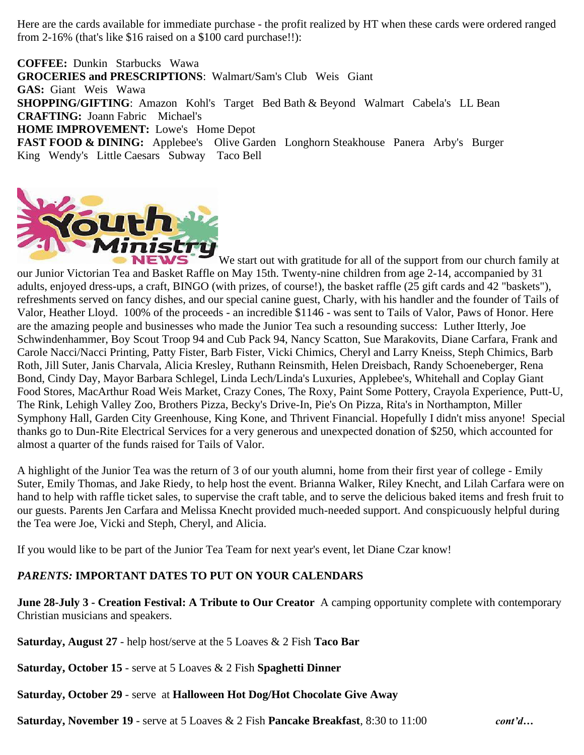Here are the cards available for immediate purchase - the profit realized by HT when these cards were ordered ranged from 2-16% (that's like $16 raised on a $100 card purchase!!):

**COFFEE:** Dunkin   Starbucks   Wawa
**GROCERIES and PRESCRIPTIONS**: Walmart/Sam's Club   Weis   Giant
**GAS:** Giant   Weis   Wawa
**SHOPPING/GIFTING**: Amazon   Kohl's   Target   Bed Bath & Beyond   Walmart   Cabela's   LL Bean
**CRAFTING:** Joann Fabric   Michael's
**HOME IMPROVEMENT:** Lowe's   Home Depot
**FAST FOOD & DINING:** Applebee's   Olive Garden   Longhorn Steakhouse   Panera   Arby's   Burger King   Wendy's   Little Caesars   Subway   Taco Bell

## Youth Ministry NEWS

We start out with gratitude for all of the support from our church family at our Junior Victorian Tea and Basket Raffle on May 15th. Twenty-nine children from age 2-14, accompanied by 31 adults, enjoyed dress-ups, a craft, BINGO (with prizes, of course!), the basket raffle (25 gift cards and 42 "baskets"), refreshments served on fancy dishes, and our special canine guest, Charly, with his handler and the founder of Tails of Valor, Heather Lloyd. 100% of the proceeds - an incredible $1146 - was sent to Tails of Valor, Paws of Honor. Here are the amazing people and businesses who made the Junior Tea such a resounding success: Luther Itterly, Joe Schwindenhammer, Boy Scout Troop 94 and Cub Pack 94, Nancy Scatton, Sue Marakovits, Diane Carfara, Frank and Carole Nacci/Nacci Printing, Patty Fister, Barb Fister, Vicki Chimics, Cheryl and Larry Kneiss, Steph Chimics, Barb Roth, Jill Suter, Janis Charvala, Alicia Kresley, Ruthann Reinsmith, Helen Dreisbach, Randy Schoeneberger, Rena Bond, Cindy Day, Mayor Barbara Schlegel, Linda Lech/Linda's Luxuries, Applebee's, Whitehall and Coplay Giant Food Stores, MacArthur Road Weis Market, Crazy Cones, The Roxy, Paint Some Pottery, Crayola Experience, Putt-U, The Rink, Lehigh Valley Zoo, Brothers Pizza, Becky's Drive-In, Pie's On Pizza, Rita's in Northampton, Miller Symphony Hall, Garden City Greenhouse, King Kone, and Thrivent Financial. Hopefully I didn't miss anyone! Special thanks go to Dun-Rite Electrical Services for a very generous and unexpected donation of $250, which accounted for almost a quarter of the funds raised for Tails of Valor.

A highlight of the Junior Tea was the return of 3 of our youth alumni, home from their first year of college - Emily Suter, Emily Thomas, and Jake Riedy, to help host the event. Brianna Walker, Riley Knecht, and Lilah Carfara were on hand to help with raffle ticket sales, to supervise the craft table, and to serve the delicious baked items and fresh fruit to our guests. Parents Jen Carfara and Melissa Knecht provided much-needed support. And conspicuously helpful during the Tea were Joe, Vicki and Steph, Cheryl, and Alicia.

If you would like to be part of the Junior Tea Team for next year's event, let Diane Czar know!

***PARENTS:* IMPORTANT DATES TO PUT ON YOUR CALENDARS**

**June 28-July 3 - Creation Festival: A Tribute to Our Creator** A camping opportunity complete with contemporary Christian musicians and speakers.

**Saturday, August 27** - help host/serve at the 5 Loaves & 2 Fish **Taco Bar**

**Saturday, October 15** - serve at 5 Loaves & 2 Fish **Spaghetti Dinner**

**Saturday, October 29** - serve at **Halloween Hot Dog/Hot Chocolate Give Away**

**Saturday, November 19** - serve at 5 Loaves & 2 Fish **Pancake Breakfast**, 8:30 to 11:00

***cont'd…***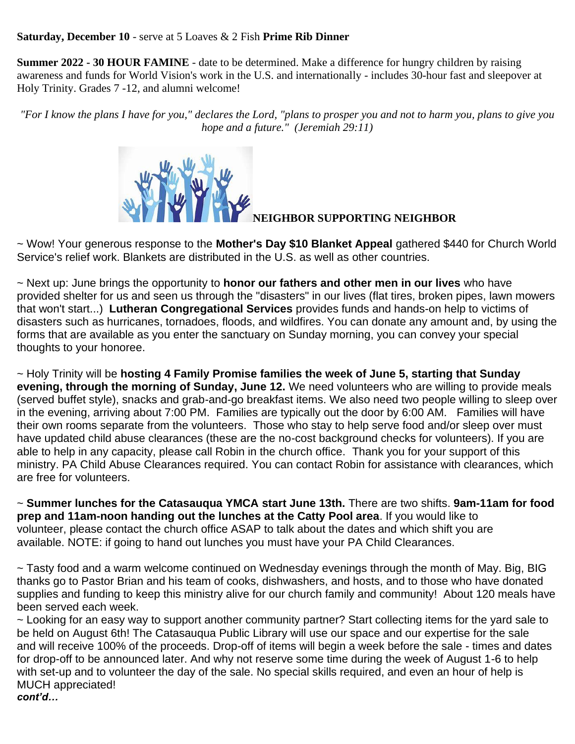**Saturday, December 10** - serve at 5 Loaves & 2 Fish **Prime Rib Dinner**

**Summer 2022 - 30 HOUR FAMINE** - date to be determined. Make a difference for hungry children by raising awareness and funds for World Vision's work in the U.S. and internationally - includes 30-hour fast and sleepover at Holy Trinity. Grades 7 -12, and alumni welcome!

*"For I know the plans I have for you," declares the Lord, "plans to prosper you and not to harm you, plans to give you hope and a future." (Jeremiah 29:11)*

**NEIGHBOR SUPPORTING NEIGHBOR**

~ Wow! Your generous response to the **Mother's Day $10 Blanket Appeal** gathered $440 for Church World Service's relief work. Blankets are distributed in the U.S. as well as other countries.

~ Next up: June brings the opportunity to **honor our fathers and other men in our lives** who have provided shelter for us and seen us through the "disasters" in our lives (flat tires, broken pipes, lawn mowers that won't start...) **Lutheran Congregational Services** provides funds and hands-on help to victims of disasters such as hurricanes, tornadoes, floods, and wildfires. You can donate any amount and, by using the forms that are available as you enter the sanctuary on Sunday morning, you can convey your special thoughts to your honoree.

~ Holy Trinity will be **hosting 4 Family Promise families the week of June 5, starting that Sunday evening, through the morning of Sunday, June 12.** We need volunteers who are willing to provide meals (served buffet style), snacks and grab-and-go breakfast items. We also need two people willing to sleep over in the evening, arriving about 7:00 PM. Families are typically out the door by 6:00 AM. Families will have their own rooms separate from the volunteers. Those who stay to help serve food and/or sleep over must have updated child abuse clearances (these are the no-cost background checks for volunteers). If you are able to help in any capacity, please call Robin in the church office. Thank you for your support of this ministry. PA Child Abuse Clearances required. You can contact Robin for assistance with clearances, which are free for volunteers.

~ **Summer lunches for the Catasauqua YMCA start June 13th.** There are two shifts. **9am-11am for food prep and 11am-noon handing out the lunches at the Catty Pool area**. If you would like to volunteer, please contact the church office ASAP to talk about the dates and which shift you are available. NOTE: if going to hand out lunches you must have your PA Child Clearances.

~ Tasty food and a warm welcome continued on Wednesday evenings through the month of May. Big, BIG thanks go to Pastor Brian and his team of cooks, dishwashers, and hosts, and to those who have donated supplies and funding to keep this ministry alive for our church family and community! About 120 meals have been served each week.

~ Looking for an easy way to support another community partner? Start collecting items for the yard sale to be held on August 6th! The Catasauqua Public Library will use our space and our expertise for the sale and will receive 100% of the proceeds. Drop-off of items will begin a week before the sale - times and dates for drop-off to be announced later. And why not reserve some time during the week of August 1-6 to help with set-up and to volunteer the day of the sale. No special skills required, and even an hour of help is MUCH appreciated!

***cont'd…***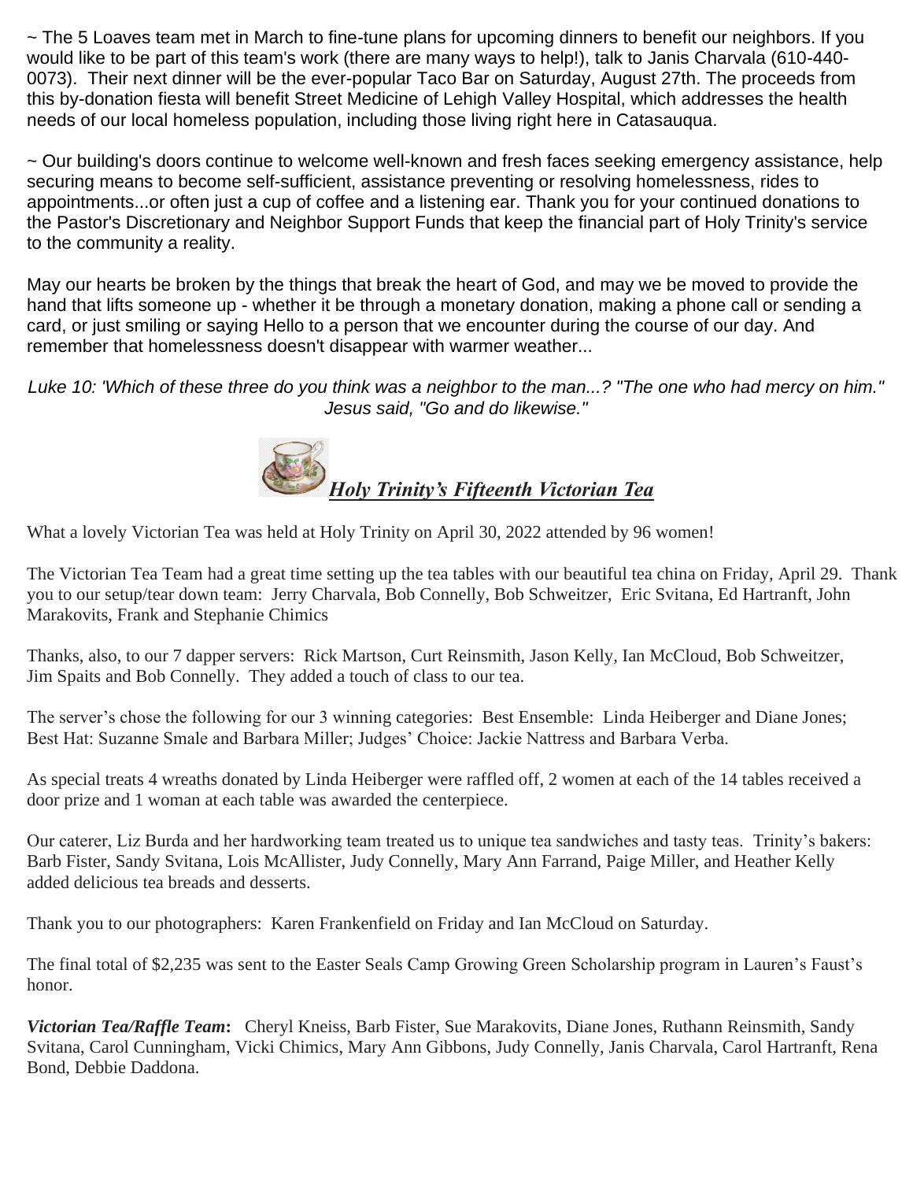~ The 5 Loaves team met in March to fine-tune plans for upcoming dinners to benefit our neighbors. If you would like to be part of this team's work (there are many ways to help!), talk to Janis Charvala (610-440-0073). Their next dinner will be the ever-popular Taco Bar on Saturday, August 27th. The proceeds from this by-donation fiesta will benefit Street Medicine of Lehigh Valley Hospital, which addresses the health needs of our local homeless population, including those living right here in Catasauqua.

~ Our building's doors continue to welcome well-known and fresh faces seeking emergency assistance, help securing means to become self-sufficient, assistance preventing or resolving homelessness, rides to appointments...or often just a cup of coffee and a listening ear. Thank you for your continued donations to the Pastor's Discretionary and Neighbor Support Funds that keep the financial part of Holy Trinity's service to the community a reality.

May our hearts be broken by the things that break the heart of God, and may we be moved to provide the hand that lifts someone up - whether it be through a monetary donation, making a phone call or sending a card, or just smiling or saying Hello to a person that we encounter during the course of our day. And remember that homelessness doesn't disappear with warmer weather...

*Luke 10: 'Which of these three do you think was a neighbor to the man...? "The one who had mercy on him." Jesus said, "Go and do likewise."*

## ***Holy Trinity's Fifteenth Victorian Tea***

What a lovely Victorian Tea was held at Holy Trinity on April 30, 2022 attended by 96 women!

The Victorian Tea Team had a great time setting up the tea tables with our beautiful tea china on Friday, April 29. Thank you to our setup/tear down team: Jerry Charvala, Bob Connelly, Bob Schweitzer, Eric Svitana, Ed Hartranft, John Marakovits, Frank and Stephanie Chimics

Thanks, also, to our 7 dapper servers: Rick Martson, Curt Reinsmith, Jason Kelly, Ian McCloud, Bob Schweitzer, Jim Spaits and Bob Connelly. They added a touch of class to our tea.

The server's chose the following for our 3 winning categories: Best Ensemble: Linda Heiberger and Diane Jones; Best Hat: Suzanne Smale and Barbara Miller; Judges' Choice: Jackie Nattress and Barbara Verba.

As special treats 4 wreaths donated by Linda Heiberger were raffled off, 2 women at each of the 14 tables received a door prize and 1 woman at each table was awarded the centerpiece.

Our caterer, Liz Burda and her hardworking team treated us to unique tea sandwiches and tasty teas. Trinity's bakers: Barb Fister, Sandy Svitana, Lois McAllister, Judy Connelly, Mary Ann Farrand, Paige Miller, and Heather Kelly added delicious tea breads and desserts.

Thank you to our photographers: Karen Frankenfield on Friday and Ian McCloud on Saturday.

The final total of $2,235 was sent to the Easter Seals Camp Growing Green Scholarship program in Lauren's Faust's honor.

***Victorian Tea/Raffle Team*:** Cheryl Kneiss, Barb Fister, Sue Marakovits, Diane Jones, Ruthann Reinsmith, Sandy Svitana, Carol Cunningham, Vicki Chimics, Mary Ann Gibbons, Judy Connelly, Janis Charvala, Carol Hartranft, Rena Bond, Debbie Daddona.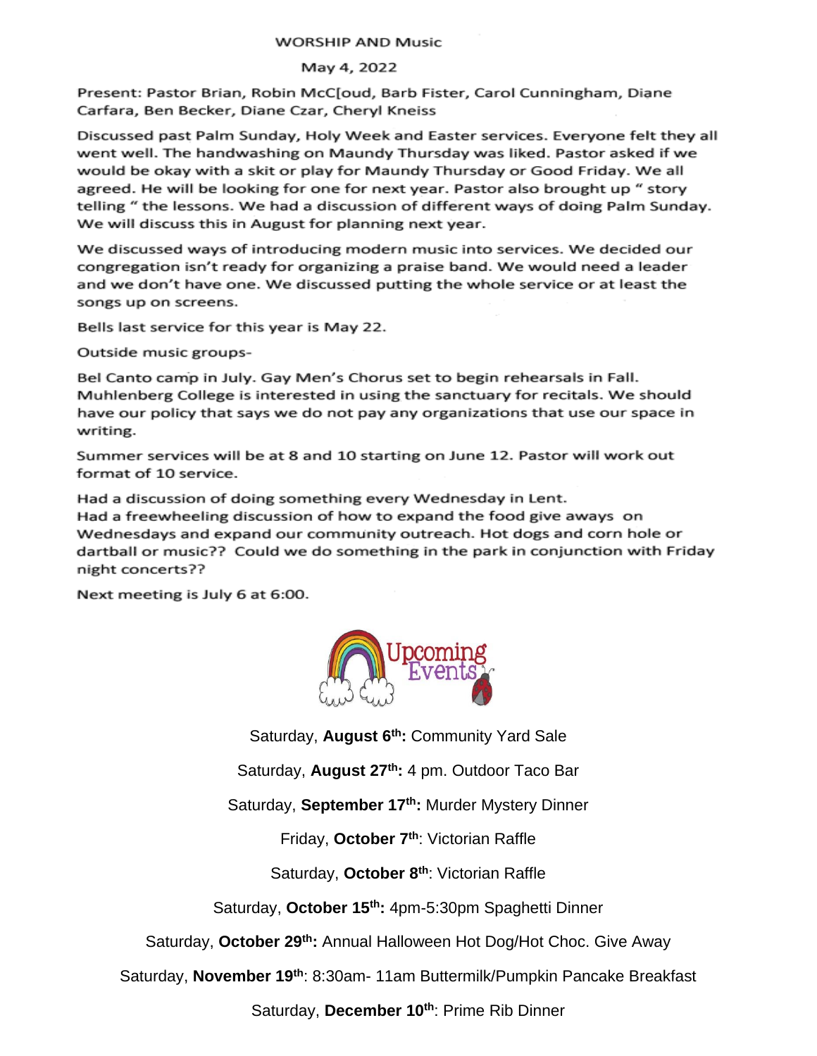# WORSHIP AND Music

May 4, 2022

Present: Pastor Brian, Robin McC[oud, Barb Fister, Carol Cunningham, Diane Carfara, Ben Becker, Diane Czar, Cheryl Kneiss

Discussed past Palm Sunday, Holy Week and Easter services. Everyone felt they all went well. The handwashing on Maundy Thursday was liked. Pastor asked if we would be okay with a skit or play for Maundy Thursday or Good Friday. We all agreed. He will be looking for one for next year. Pastor also brought up " story telling " the lessons. We had a discussion of different ways of doing Palm Sunday. We will discuss this in August for planning next year.

We discussed ways of introducing modern music into services. We decided our congregation isn't ready for organizing a praise band. We would need a leader and we don't have one. We discussed putting the whole service or at least the songs up on screens.

Bells last service for this year is May 22.

Outside music groups-

Bel Canto camp in July. Gay Men's Chorus set to begin rehearsals in Fall. Muhlenberg College is interested in using the sanctuary for recitals. We should have our policy that says we do not pay any organizations that use our space in writing.

Summer services will be at 8 and 10 starting on June 12. Pastor will work out format of 10 service.

Had a discussion of doing something every Wednesday in Lent.
Had a freewheeling discussion of how to expand the food give aways on Wednesdays and expand our community outreach. Hot dogs and corn hole or dartball or music?? Could we do something in the park in conjunction with Friday night concerts??

Next meeting is July 6 at 6:00.

## Upcoming Events

Saturday, **August 6th:** Community Yard Sale

Saturday, **August 27th:** 4 pm. Outdoor Taco Bar

Saturday, **September 17th:** Murder Mystery Dinner

Friday, **October 7th**: Victorian Raffle

Saturday, **October 8th**: Victorian Raffle

Saturday, **October 15th:** 4pm-5:30pm Spaghetti Dinner

Saturday, **October 29th:** Annual Halloween Hot Dog/Hot Choc. Give Away

Saturday, **November 19th**: 8:30am- 11am Buttermilk/Pumpkin Pancake Breakfast

Saturday, **December 10th**: Prime Rib Dinner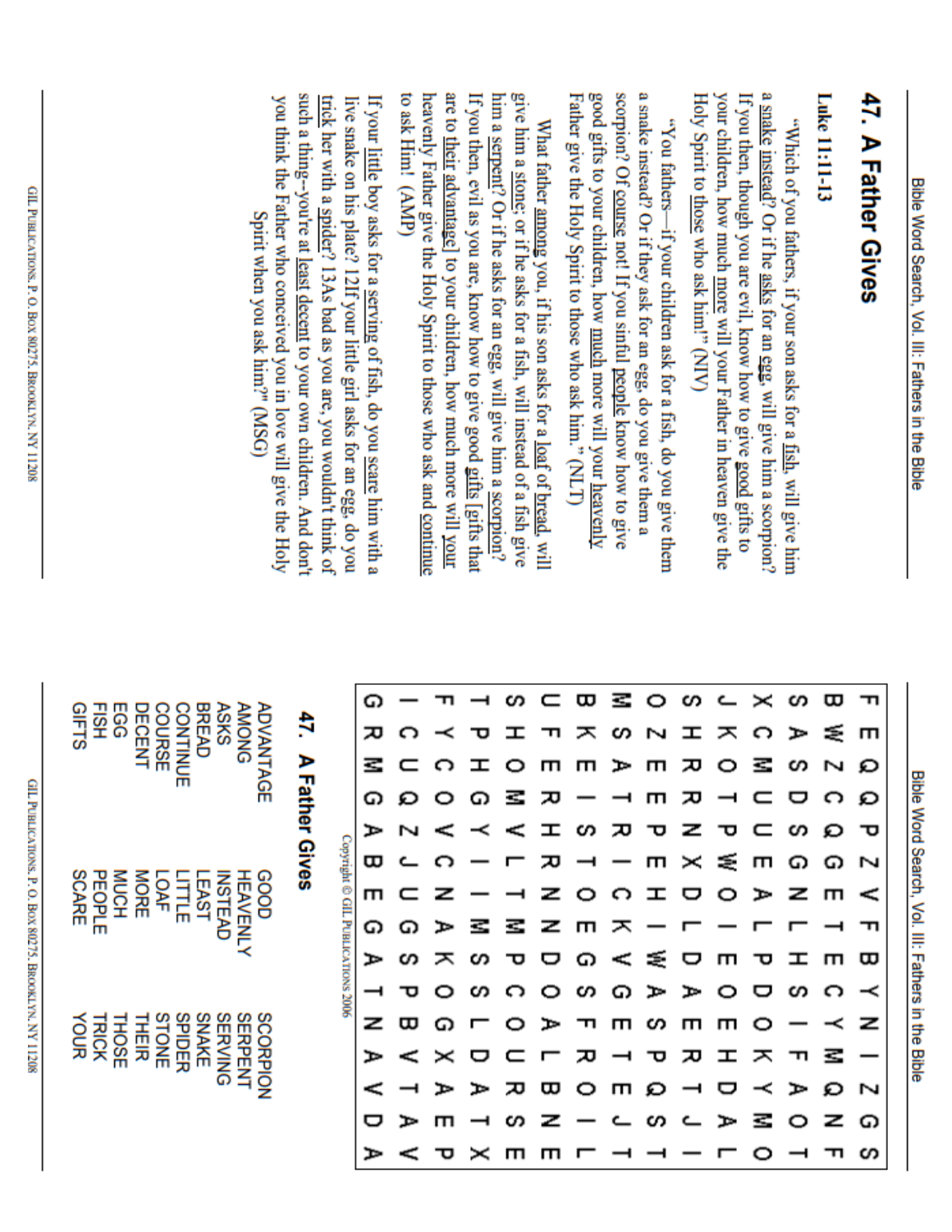# 47. A Father Gives

## Luke 11:11-13

"Which of you fathers, if your son asks for a fish, will give him a snake instead? Or if he asks for an egg, will give him a scorpion? If you then, though you are evil, know how to give good gifts to your children, how much more will your Father in heaven give the Holy Spirit to those who ask him!" (NIV)

"You fathers—if your children ask for a fish, do you give them a snake instead? Or if they ask for an egg, do you give them a scorpion? Of course not! If you sinful people know how to give good gifts to your children, how much more will your heavenly Father give the Holy Spirit to those who ask him." (NLT)

What father among you, if his son asks for a loaf of bread, will give him a stone; or if he asks for a fish, will instead of a fish give him a serpent? Or if he asks for an egg, will give him a scorpion? If you then, evil as you are, know how to give good gifts [gifts that are to their advantage] to your children, how much more will your heavenly Father give the Holy Spirit to those who ask and continue to ask Him! (AMP)

If your little boy asks for a serving of fish, do you scare him with a live snake on his plate? 12If your little girl asks for an egg, do you trick her with a spider? 13As bad as you are, you wouldn't think of such a thing--you're at least decent to your own children. And don't you think the Father who conceived you in love will give the Holy Spirit when you ask him?" (MSG)

| | | | | | | | | | | | | | | |
|---|---|---|---|---|---|---|---|---|---|---|---|---|---|---|
| F | E | Q | Q | P | Z | V | F | B | Y | N | I | Z | G | S |
| B | W | Z | C | Q | G | E | T | E | C | Y | M | Q | N | F |
| S | A | S | D | S | G | N | L | H | S | I | F | A | O | T |
| X | C | M | U | U | E | A | L | P | D | O | K | Y | M | O |
| J | K | O | T | P | W | O | I | E | O | E | H | D | A | L |
| S | H | R | R | N | X | D | L | D | A | E | R | T | J | I |
| O | Z | E | E | P | E | H | I | W | A | S | P | Q | S | T |
| M | S | A | T | R | I | C | K | V | G | E | T | E | J | T |
| B | K | E | I | S | T | O | E | G | S | F | R | O | I | L |
| U | F | E | R | H | R | N | N | D | O | A | L | B | N | E |
| S | H | O | M | V | L | T | M | P | C | O | U | R | S | E |
| T | P | H | G | Y | I | I | M | S | S | L | D | A | T | X |
| F | Y | C | O | V | C | N | A | K | O | G | X | A | E | P |
| I | C | U | Q | Z | J | U | G | S | P | B | V | T | A | V |
| G | R | M | G | A | B | E | G | A | T | N | A | V | D | A |

Copyright © GIL Publications 2006

## 47. A Father Gives

ADVANTAGE
AMONG
ASKS
BREAD
CONTINUE
COURSE
DECENT
EGG
FISH
GIFTS

GOOD
HEAVENLY
INSTEAD
LEAST
LITTLE
LOAF
MORE
MUCH
PEOPLE
SCARE

SCORPION
SERPENT
SERVING
SNAKE
SPIDER
STONE
THEIR
THOSE
TRICK
YOUR